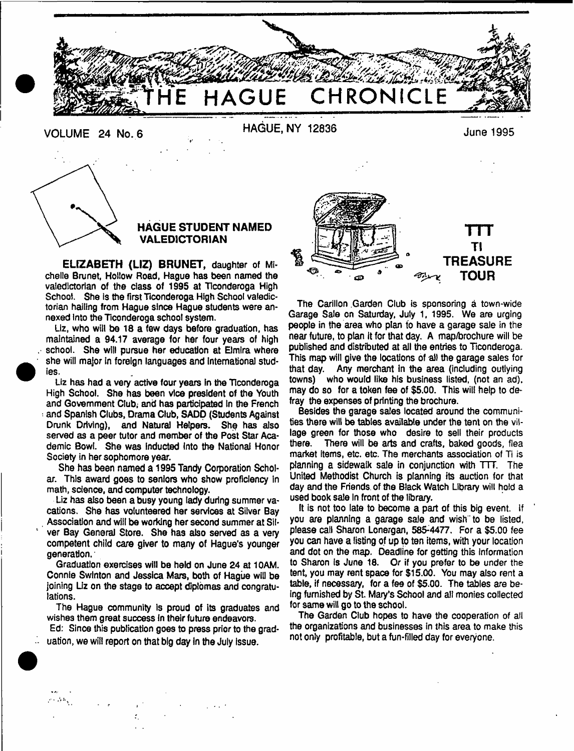# THE HAGUE CHRONICLE

VOLUME 24 No. 6 — HAGUE, NY 12836 — June 1995

## HAGUE STUDENT NAMED VALEDICTORIAN

**ELIZABETH (LIZ) BRUNET**, daughter of Michelle Brunet, Hollow Road, Hague has been named the valedictorian of the class of 1995 at Ticonderoga High School. She is the first Ticonderoga High School valedictorian hailing from Hague since Hague students were annexed into the Ticonderoga school system.

Liz, who will be 18 a few days before graduation, has maintained a 94.17 average for her four years of high school. She will pursue her education at Elmira where she will major in foreign languages and international studies.

Liz has had a very active four years in the Ticonderoga High School. She has been vice president of the Youth and Government Club, and has participated in the French and Spanish Clubs, Drama Club, SADD (Students Against Drunk Driving), and Natural Helpers. She has also served as a peer tutor and member of the Post Star Academic Bowl. She was inducted into the National Honor Society in her sophomore year.

She has been named a 1995 Tandy Corporation Scholar. This award goes to seniors who show proficiency in math, science, and computer technology.

Liz has also been a busy young lady during summer vacations. She has volunteered her services at Silver Bay Association and will be working her second summer at Silver Bay General Store. She has also served as a very competent child care giver to many of Hague's younger generation.

Graduation exercises will be held on June 24 at 10AM. Connie Swinton and Jessica Mars, both of Hague will be joining Liz on the stage to accept diplomas and congratulations.

The Hague community is proud of its graduates and wishes them great success in their future endeavors.

Ed: Since this publication goes to press prior to the graduation, we will report on that big day in the July issue.

## TTT
## TI TREASURE TOUR

The Carillon Garden Club is sponsoring a town-wide Garage Sale on Saturday, July 1, 1995. We are urging people in the area who plan to have a garage sale in the near future, to plan it for that day. A map/brochure will be published and distributed at all the entries to Ticonderoga. This map will give the locations of all the garage sales for that day. Any merchant in the area (including outlying towns) who would like his business listed, (not an ad), may do so for a token fee of $5.00. This will help to defray the expenses of printing the brochure.

Besides the garage sales located around the communities there will be tables available under the tent on the village green for those who desire to sell their products there. There will be arts and crafts, baked goods, flea market items, etc. etc. The merchants association of Ti is planning a sidewalk sale in conjunction with TTT. The United Methodist Church is planning its auction for that day and the Friends of the Black Watch Library will hold a used book sale in front of the library.

It is not too late to become a part of this big event. If you are planning a garage sale and wish to be listed, please call Sharon Lonergan, 585-4477. For a $5.00 fee you can have a listing of up to ten items, with your location and dot on the map. Deadline for getting this information to Sharon is June 18. Or if you prefer to be under the tent, you may rent space for $15.00. You may also rent a table, if necessary, for a fee of $5.00. The tables are being furnished by St. Mary's School and all monies collected for same will go to the school.

The Garden Club hopes to have the cooperation of all the organizations and businesses in this area to make this not only profitable, but a fun-filled day for everyone.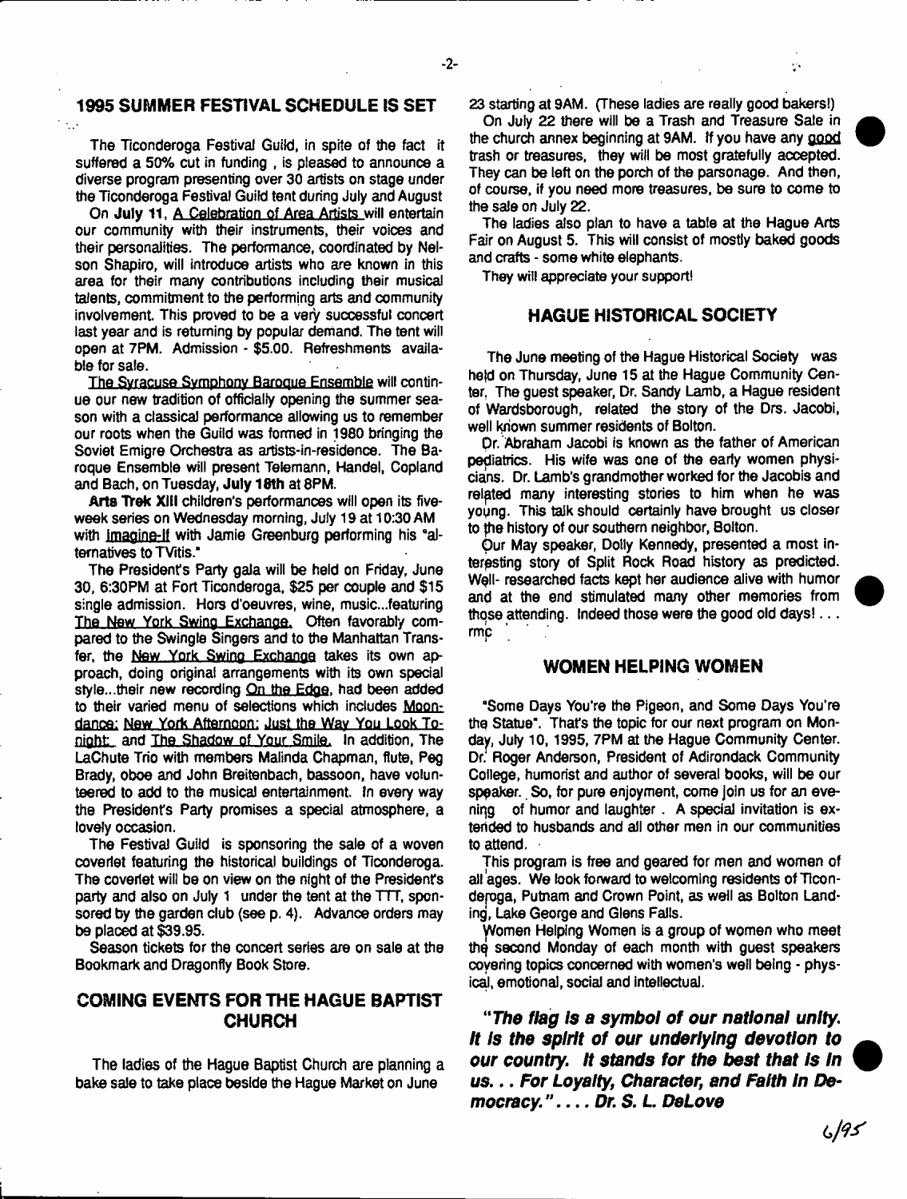## 1995 SUMMER FESTIVAL SCHEDULE IS SET

The Ticonderoga Festival Guild, in spite of the fact it suffered a 50% cut in funding , is pleased to announce a diverse program presenting over 30 artists on stage under the Ticonderoga Festival Guild tent during July and August

On **July 11**, A Celebration of Area Artists will entertain our community with their instruments, their voices and their personalities. The performance, coordinated by Nelson Shapiro, will introduce artists who are known in this area for their many contributions including their musical talents, commitment to the performing arts and community involvement. This proved to be a very successful concert last year and is returning by popular demand. The tent will open at 7PM. Admission - $5.00. Refreshments available for sale.

The Syracuse Symphony Baroque Ensemble will continue our new tradition of officially opening the summer season with a classical performance allowing us to remember our roots when the Guild was formed in 1980 bringing the Soviet Emigre Orchestra as artists-in-residence. The Baroque Ensemble will present Telemann, Handel, Copland and Bach, on Tuesday, **July 18th** at 8PM.

**Arts Trek XIII** children's performances will open its five-week series on Wednesday morning, July 19 at 10:30 AM with Imagine-It with Jamie Greenburg performing his "alternatives to TVitis."

The President's Party gala will be held on Friday, June 30, 6:30PM at Fort Ticonderoga, $25 per couple and $15 single admission. Hors d'oeuvres, wine, music...featuring The New York Swing Exchange. Often favorably compared to the Swingle Singers and to the Manhattan Transfer, the New York Swing Exchange takes its own approach, doing original arrangements with its own special style...their new recording On the Edge, had been added to their varied menu of selections which includes Moondance; New York Afternoon; Just the Way You Look Tonight; and The Shadow of Your Smile. In addition, The LaChute Trio with members Malinda Chapman, flute, Peg Brady, oboe and John Breitenbach, bassoon, have volunteered to add to the musical entertainment. In every way the President's Party promises a special atmosphere, a lovely occasion.

The Festival Guild is sponsoring the sale of a woven coverlet featuring the historical buildings of Ticonderoga. The coverlet will be on view on the night of the President's party and also on July 1 under the tent at the TTT, sponsored by the garden club (see p. 4). Advance orders may be placed at $39.95.

Season tickets for the concert series are on sale at the Bookmark and Dragonfly Book Store.

## COMING EVENTS FOR THE HAGUE BAPTIST CHURCH

The ladies of the Hague Baptist Church are planning a bake sale to take place beside the Hague Market on June 23 starting at 9AM. (These ladies are really good bakers!)

On July 22 there will be a Trash and Treasure Sale in the church annex beginning at 9AM. If you have any good trash or treasures, they will be most gratefully accepted. They can be left on the porch of the parsonage. And then, of course, if you need more treasures, be sure to come to the sale on July 22.

The ladies also plan to have a table at the Hague Arts Fair on August 5. This will consist of mostly baked goods and crafts - some white elephants.

They will appreciate your support!

## HAGUE HISTORICAL SOCIETY

The June meeting of the Hague Historical Society was held on Thursday, June 15 at the Hague Community Center. The guest speaker, Dr. Sandy Lamb, a Hague resident of Wardsborough, related the story of the Drs. Jacobi, well known summer residents of Bolton.

Dr. Abraham Jacobi is known as the father of American pediatrics. His wife was one of the early women physicians. Dr. Lamb's grandmother worked for the Jacobis and related many interesting stories to him when he was young. This talk should certainly have brought us closer to the history of our southern neighbor, Bolton.

Our May speaker, Dolly Kennedy, presented a most interesting story of Split Rock Road history as predicted. Well- researched facts kept her audience alive with humor and at the end stimulated many other memories from those attending. Indeed those were the good old days! . . . rmc

## WOMEN HELPING WOMEN

"Some Days You're the Pigeon, and Some Days You're the Statue". That's the topic for our next program on Monday, July 10, 1995, 7PM at the Hague Community Center. Dr. Roger Anderson, President of Adirondack Community College, humorist and author of several books, will be our speaker. So, for pure enjoyment, come join us for an evening of humor and laughter . A special invitation is extended to husbands and all other men in our communities to attend.

This program is free and geared for men and women of all ages. We look forward to welcoming residents of Ticonderoga, Putnam and Crown Point, as well as Bolton Landing, Lake George and Glens Falls.

Women Helping Women is a group of women who meet the second Monday of each month with guest speakers covering topics concerned with women's well being - physical, emotional, social and intellectual.

***"The flag is a symbol of our national unity. It is the spirit of our underlying devotion to our country. It stands for the best that is in us. . . For Loyalty, Character, and Faith in Democracy." . . . . Dr. S. L. DeLove***

6/95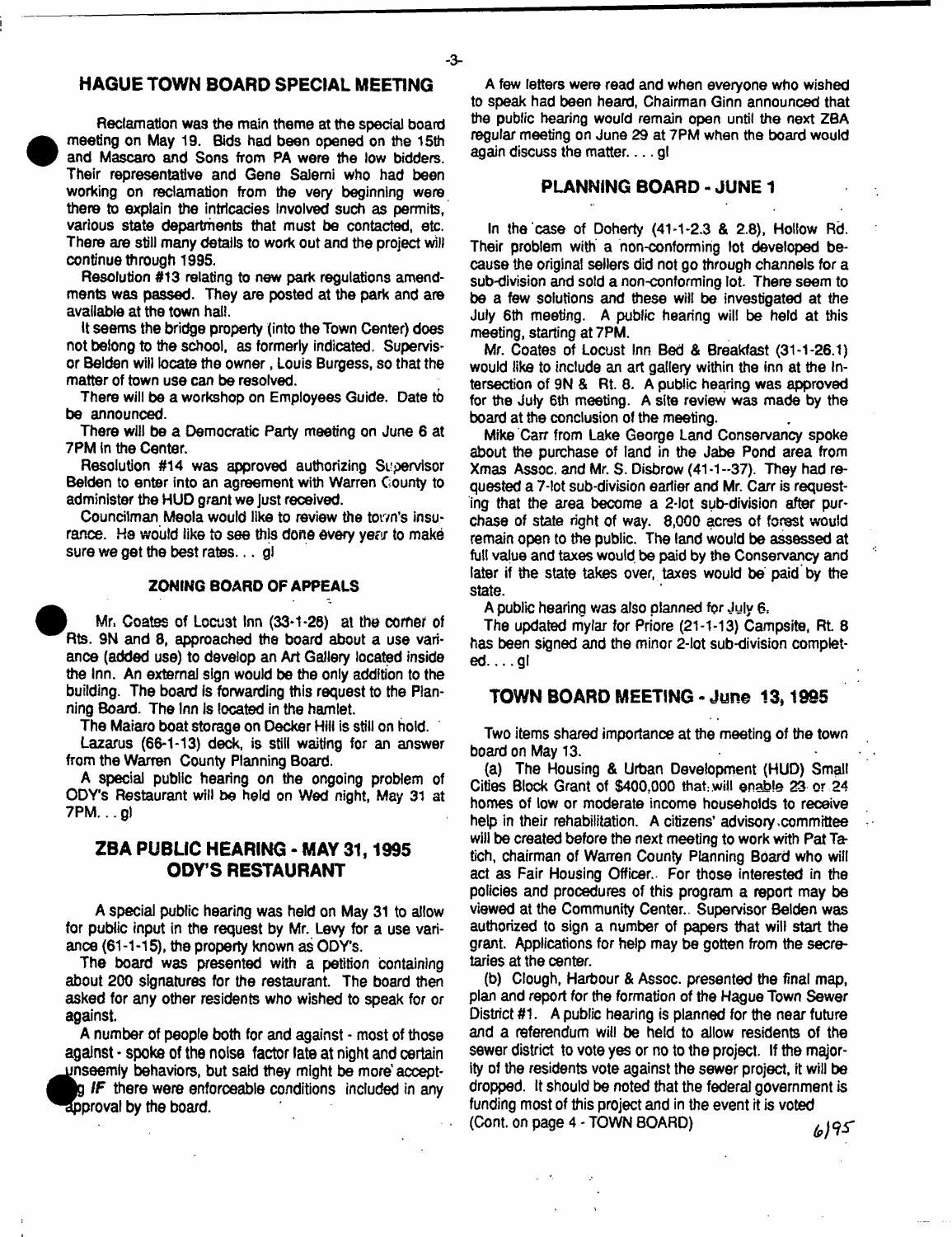## HAGUE TOWN BOARD SPECIAL MEETING

Reclamation was the main theme at the special board meeting on May 19. Bids had been opened on the 15th and Mascaro and Sons from PA were the low bidders. Their representative and Gene Salerni who had been working on reclamation from the very beginning were there to explain the intricacies involved such as permits, various state departments that must be contacted, etc. There are still many details to work out and the project will continue through 1995.

Resolution #13 relating to new park regulations amendments was passed. They are posted at the park and are available at the town hall.

It seems the bridge property (into the Town Center) does not belong to the school, as formerly indicated. Supervisor Belden will locate the owner, Louis Burgess, so that the matter of town use can be resolved.

There will be a workshop on Employees Guide. Date to be announced.

There will be a Democratic Party meeting on June 6 at 7PM in the Center.

Resolution #14 was approved authorizing Supervisor Belden to enter into an agreement with Warren County to administer the HUD grant we just received.

Councilman Meola would like to review the town's insurance. He would like to see this done every year to make sure we get the best rates... gl

### ZONING BOARD OF APPEALS

Mr. Coates of Locust Inn (33-1-28) at the corner of Rts. 9N and 8, approached the board about a use variance (added use) to develop an Art Gallery located inside the Inn. An external sign would be the only addition to the building. The board is forwarding this request to the Planning Board. The Inn is located in the hamlet.

The Maiaro boat storage on Decker Hill is still on hold.

Lazarus (66-1-13) deck, is still waiting for an answer from the Warren County Planning Board.

A special public hearing on the ongoing problem of ODY's Restaurant will be held on Wed night, May 31 at 7PM... gl

## ZBA PUBLIC HEARING - MAY 31, 1995 ODY'S RESTAURANT

A special public hearing was held on May 31 to allow for public input in the request by Mr. Levy for a use variance (61-1-15), the property known as ODY's.

The board was presented with a petition containing about 200 signatures for the restaurant. The board then asked for any other residents who wished to speak for or against.

A number of people both for and against - most of those against - spoke of the noise factor late at night and certain unseemly behaviors, but said they might be more accepting *IF* there were enforceable conditions included in any approval by the board.

A few letters were read and when everyone who wished to speak had been heard, Chairman Ginn announced that the public hearing would remain open until the next ZBA regular meeting on June 29 at 7PM when the board would again discuss the matter.... gl

## PLANNING BOARD - JUNE 1

In the case of Doherty (41-1-2.3 & 2.8), Hollow Rd. Their problem with a non-conforming lot developed because the original sellers did not go through channels for a sub-division and sold a non-conforming lot. There seem to be a few solutions and these will be investigated at the July 6th meeting. A public hearing will be held at this meeting, starting at 7PM.

Mr. Coates of Locust Inn Bed & Breakfast (31-1-26.1) would like to include an art gallery within the inn at the intersection of 9N & Rt. 8. A public hearing was approved for the July 6th meeting. A site review was made by the board at the conclusion of the meeting.

Mike Carr from Lake George Land Conservancy spoke about the purchase of land in the Jabe Pond area from Xmas Assoc. and Mr. S. Disbrow (41-1--37). They had requested a 7-lot sub-division earlier and Mr. Carr is requesting that the area become a 2-lot sub-division after purchase of state right of way. 8,000 acres of forest would remain open to the public. The land would be assessed at full value and taxes would be paid by the Conservancy and later if the state takes over, taxes would be paid by the state.

A public hearing was also planned for July 6.

The updated mylar for Priore (21-1-13) Campsite, Rt. 8 has been signed and the minor 2-lot sub-division completed.... gl

## TOWN BOARD MEETING - June 13, 1995

Two items shared importance at the meeting of the town board on May 13.

(a) The Housing & Urban Development (HUD) Small Cities Block Grant of $400,000 that will enable 23 or 24 homes of low or moderate income households to receive help in their rehabilitation. A citizens' advisory committee will be created before the next meeting to work with Pat Tatich, chairman of Warren County Planning Board who will act as Fair Housing Officer. For those interested in the policies and procedures of this program a report may be viewed at the Community Center. Supervisor Belden was authorized to sign a number of papers that will start the grant. Applications for help may be gotten from the secretaries at the center.

(b) Clough, Harbour & Assoc. presented the final map, plan and report for the formation of the Hague Town Sewer District #1. A public hearing is planned for the near future and a referendum will be held to allow residents of the sewer district to vote yes or no to the project. If the majority of the residents vote against the sewer project, it will be dropped. It should be noted that the federal government is funding most of this project and in the event it is voted

(Cont. on page 4 - TOWN BOARD)

6/95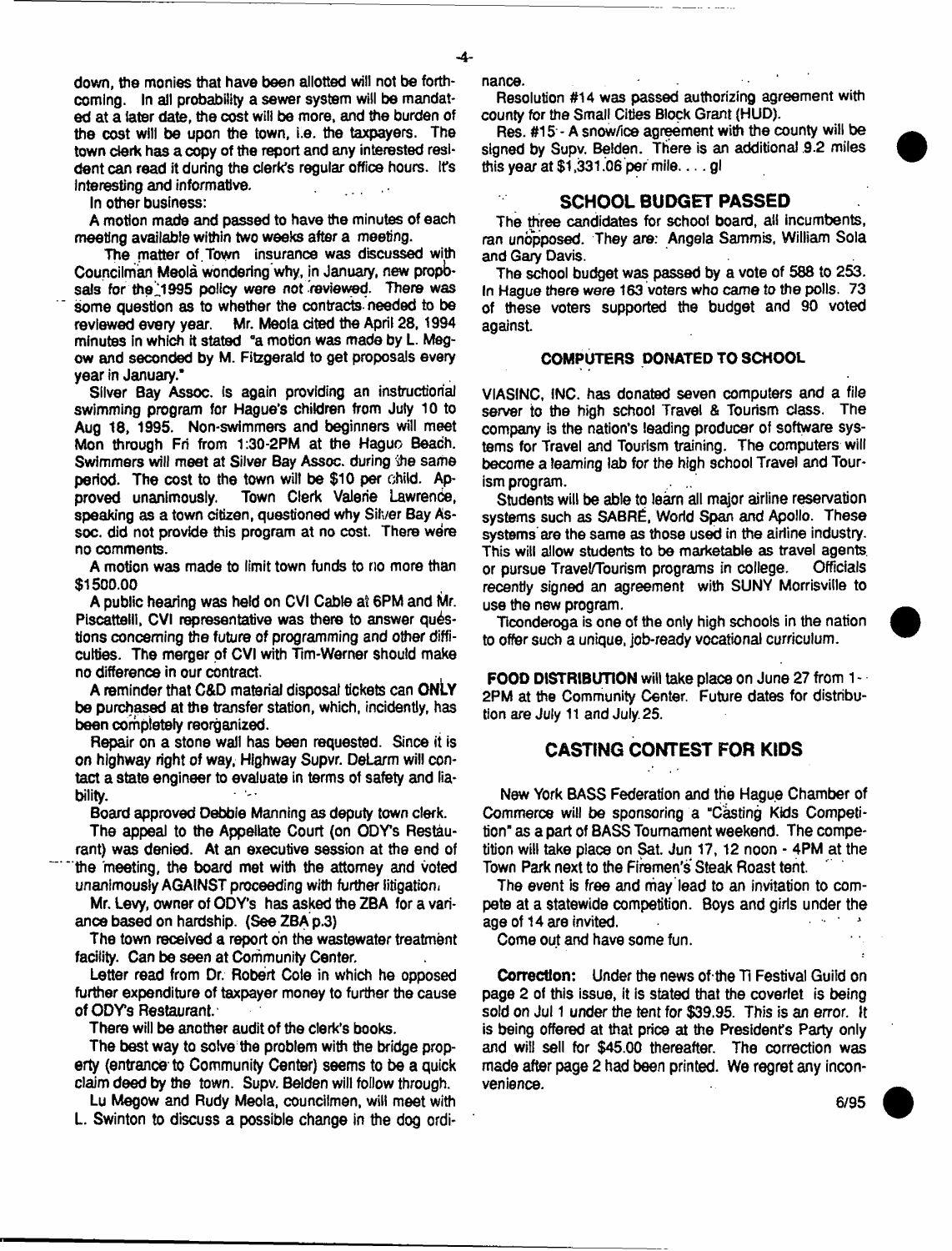down, the monies that have been allotted will not be forthcoming. In all probability a sewer system will be mandated at a later date, the cost will be more, and the burden of the cost will be upon the town, i.e. the taxpayers. The town clerk has a copy of the report and any interested resident can read it during the clerk's regular office hours. It's interesting and informative.

In other business:

A motion made and passed to have the minutes of each meeting available within two weeks after a meeting.

The matter of Town insurance was discussed with Councilman Meola wondering why, in January, new proposals for the 1995 policy were not reviewed. There was some question as to whether the contracts needed to be reviewed every year. Mr. Meola cited the April 28, 1994 minutes in which it stated "a motion was made by L. Megow and seconded by M. Fitzgerald to get proposals every year in January."

Silver Bay Assoc. is again providing an instructional swimming program for Hague's children from July 10 to Aug 18, 1995. Non-swimmers and beginners will meet Mon through Fri from 1:30-2PM at the Hague Beach. Swimmers will meet at Silver Bay Assoc. during the same period. The cost to the town will be $10 per child. Approved unanimously. Town Clerk Valerie Lawrence, speaking as a town citizen, questioned why Silver Bay Assoc. did not provide this program at no cost. There were no comments.

A motion was made to limit town funds to no more than $1500.00

A public hearing was held on CVI Cable at 6PM and Mr. Piscattelli, CVI representative was there to answer questions concerning the future of programming and other difficulties. The merger of CVI with Tim-Werner should make no difference in our contract.

A reminder that C&D material disposal tickets can **ONLY** be purchased at the transfer station, which, incidently, has been completely reorganized.

Repair on a stone wall has been requested. Since it is on highway right of way, Highway Supvr. DeLarm will contact a state engineer to evaluate in terms of safety and liability.

Board approved Debbie Manning as deputy town clerk.

The appeal to the Appellate Court (on ODY's Restaurant) was denied. At an executive session at the end of the meeting, the board met with the attorney and voted unanimously AGAINST proceeding with further litigation.

Mr. Levy, owner of ODY's has asked the ZBA for a variance based on hardship. (See ZBA p.3)

The town received a report on the wastewater treatment facility. Can be seen at Community Center.

Letter read from Dr. Robert Cole in which he opposed further expenditure of taxpayer money to further the cause of ODY's Restaurant.

There will be another audit of the clerk's books.

The best way to solve the problem with the bridge property (entrance to Community Center) seems to be a quick claim deed by the town. Supv. Belden will follow through.

Lu Megow and Rudy Meola, councilmen, will meet with L. Swinton to discuss a possible change in the dog ordinance.

Resolution #14 was passed authorizing agreement with county for the Small Cities Block Grant (HUD).

Res. #15 - A snow/ice agreement with the county will be signed by Supv. Belden. There is an additional 9.2 miles this year at $1,331.06 per mile.... gl

## SCHOOL BUDGET PASSED

The three candidates for school board, all incumbents, ran unopposed. They are: Angela Sammis, William Sola and Gary Davis.

The school budget was passed by a vote of 588 to 253. In Hague there were 163 voters who came to the polls. 73 of these voters supported the budget and 90 voted against.

### COMPUTERS DONATED TO SCHOOL

VIASINC, INC. has donated seven computers and a file server to the high school Travel & Tourism class. The company is the nation's leading producer of software systems for Travel and Tourism training. The computers will become a learning lab for the high school Travel and Tourism program.

Students will be able to learn all major airline reservation systems such as SABRE, World Span and Apollo. These systems are the same as those used in the airline industry. This will allow students to be marketable as travel agents or pursue Travel/Tourism programs in college. Officials recently signed an agreement with SUNY Morrisville to use the new program.

Ticonderoga is one of the only high schools in the nation to offer such a unique, job-ready vocational curriculum.

**FOOD DISTRIBUTION** will take place on June 27 from 1-2PM at the Community Center. Future dates for distribution are July 11 and July 25.

## CASTING CONTEST FOR KIDS

New York BASS Federation and the Hague Chamber of Commerce will be sponsoring a "Casting Kids Competition" as a part of BASS Tournament weekend. The competition will take place on Sat. Jun 17, 12 noon - 4PM at the Town Park next to the Firemen's Steak Roast tent.

The event is free and may lead to an invitation to compete at a statewide competition. Boys and girls under the age of 14 are invited.

Come out and have some fun.

**Correction:** Under the news of the Ti Festival Guild on page 2 of this issue, it is stated that the coverlet is being sold on Jul 1 under the tent for $39.95. This is an error. It is being offered at that price at the President's Party only and will sell for $45.00 thereafter. The correction was made after page 2 had been printed. We regret any inconvenience.

6/95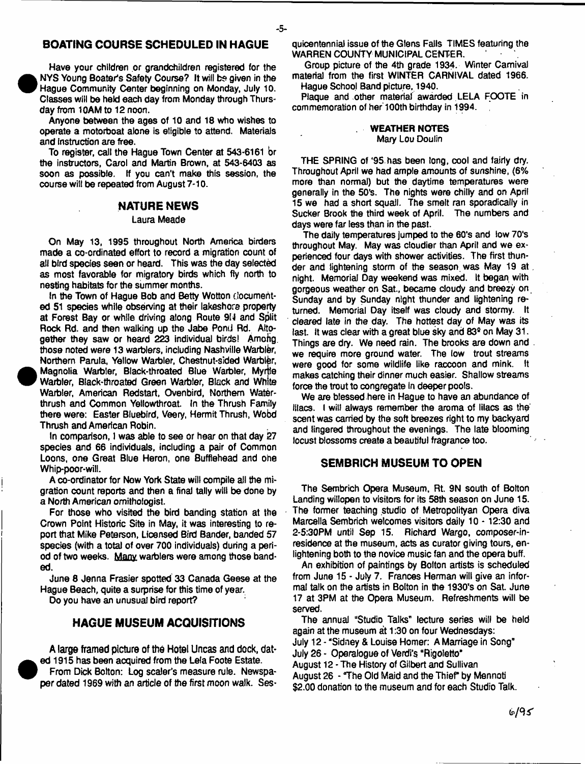## BOATING COURSE SCHEDULED IN HAGUE

Have your children or grandchildren registered for the NYS Young Boater's Safety Course? It will be given in the Hague Community Center beginning on Monday, July 10. Classes will be held each day from Monday through Thursday from 10AM to 12 noon.

Anyone between the ages of 10 and 18 who wishes to operate a motorboat alone is eligible to attend. Materials and instruction are free.

To register, call the Hague Town Center at 543-6161 or the instructors, Carol and Martin Brown, at 543-6403 as soon as possible. If you can't make this session, the course will be repeated from August 7-10.

## NATURE NEWS

Laura Meade

On May 13, 1995 throughout North America birders made a co-ordinated effort to record a migration count of all bird species seen or heard. This was the day selected as most favorable for migratory birds which fly north to nesting habitats for the summer months.

In the Town of Hague Bob and Betty Wotton documented 51 species while observing at their lakeshore property at Forest Bay or while driving along Route 9N and Split Rock Rd. and then walking up the Jabe Pond Rd. Altogether they saw or heard 223 individual birds! Among those noted were 13 warblers, including Nashville Warbler, Northern Parula, Yellow Warbler, Chestnut-sided Warbler, Magnolia Warbler, Black-throated Blue Warbler, Myrtle Warbler, Black-throated Green Warbler, Black and White Warbler, American Redstart, Ovenbird, Northern Waterthrush and Common Yellowthroat. In the Thrush Family there were: Easter Bluebird, Veery, Hermit Thrush, Wood Thrush and American Robin.

In comparison, I was able to see or hear on that day 27 species and 66 individuals, including a pair of Common Loons, one Great Blue Heron, one Bufflehead and one Whip-poor-will.

A co-ordinator for New York State will compile all the migration count reports and then a final tally will be done by a North American ornithologist.

For those who visited the bird banding station at the Crown Point Historic Site in May, it was interesting to report that Mike Peterson, Licensed Bird Bander, banded 57 species (with a total of over 700 individuals) during a period of two weeks. Many warblers were among those banded.

June 8 Jenna Frasier spotted 33 Canada Geese at the Hague Beach, quite a surprise for this time of year.

Do you have an unusual bird report?

## HAGUE MUSEUM ACQUISITIONS

A large framed picture of the Hotel Uncas and dock, dated 1915 has been acquired from the Lela Foote Estate.

From Dick Bolton: Log scaler's measure rule. Newspaper dated 1969 with an article of the first moon walk. Sesquicentennial issue of the Glens Falls TIMES featuring the WARREN COUNTY MUNICIPAL CENTER.

Group picture of the 4th grade 1934. Winter Carnival material from the first WINTER CARNIVAL dated 1966.

Hague School Band picture, 1940.

Plaque and other material awarded LELA FOOTE in commemoration of her 100th birthday in 1994.

### WEATHER NOTES

Mary Lou Doulin

THE SPRING of '95 has been long, cool and fairly dry. Throughout April we had ample amounts of sunshine, (6% more than normal) but the daytime temperatures were generally in the 50's. The nights were chilly and on April 15 we had a short squall. The smelt ran sporadically in Sucker Brook the third week of April. The numbers and days were far less than in the past.

The daily temperatures jumped to the 60's and low 70's throughout May. May was cloudier than April and we experienced four days with shower activities. The first thunder and lightening storm of the season was May 19 at night. Memorial Day weekend was mixed. It began with gorgeous weather on Sat., became cloudy and breezy on Sunday and by Sunday night thunder and lightening returned. Memorial Day itself was cloudy and stormy. It cleared late in the day. The hottest day of May was its last. It was clear with a great blue sky and 83º on May 31. Things are dry. We need rain. The brooks are down and we require more ground water. The low trout streams were good for some wildlife like raccoon and mink. It makes catching their dinner much easier. Shallow streams force the trout to congregate in deeper pools.

We are blessed here in Hague to have an abundance of lilacs. I will always remember the aroma of lilacs as the scent was carried by the soft breezes right to my backyard and lingered throughout the evenings. The late blooming locust blossoms create a beautiful fragrance too.

## SEMBRICH MUSEUM TO OPEN

The Sembrich Opera Museum, Rt. 9N south of Bolton Landing willopen to visitors for its 58th season on June 15. The former teaching studio of Metropolityan Opera diva Marcella Sembrich welcomes visitors daily 10 - 12:30 and 2-5:30PM until Sep 15. Richard Wargo, composer-in-residence at the museum, acts as curator giving tours, enlightening both to the novice music fan and the opera buff.

An exhibition of paintings by Bolton artists is scheduled from June 15 - July 7. Frances Herman will give an informal talk on the artists in Bolton in the 1930's on Sat. June 17 at 3PM at the Opera Museum. Refreshments will be served.

The annual "Studio Talks" lecture series will be held again at the museum at 1:30 on four Wednesdays:

July 12 - "Sidney & Louise Homer: A Marriage in Song"
July 26 - Operalogue of Verdi's "Rigoletto"
August 12 - The History of Gilbert and Sullivan
August 26 - "The Old Maid and the Thief" by Mennoti
$2.00 donation to the museum and for each Studio Talk.

6/95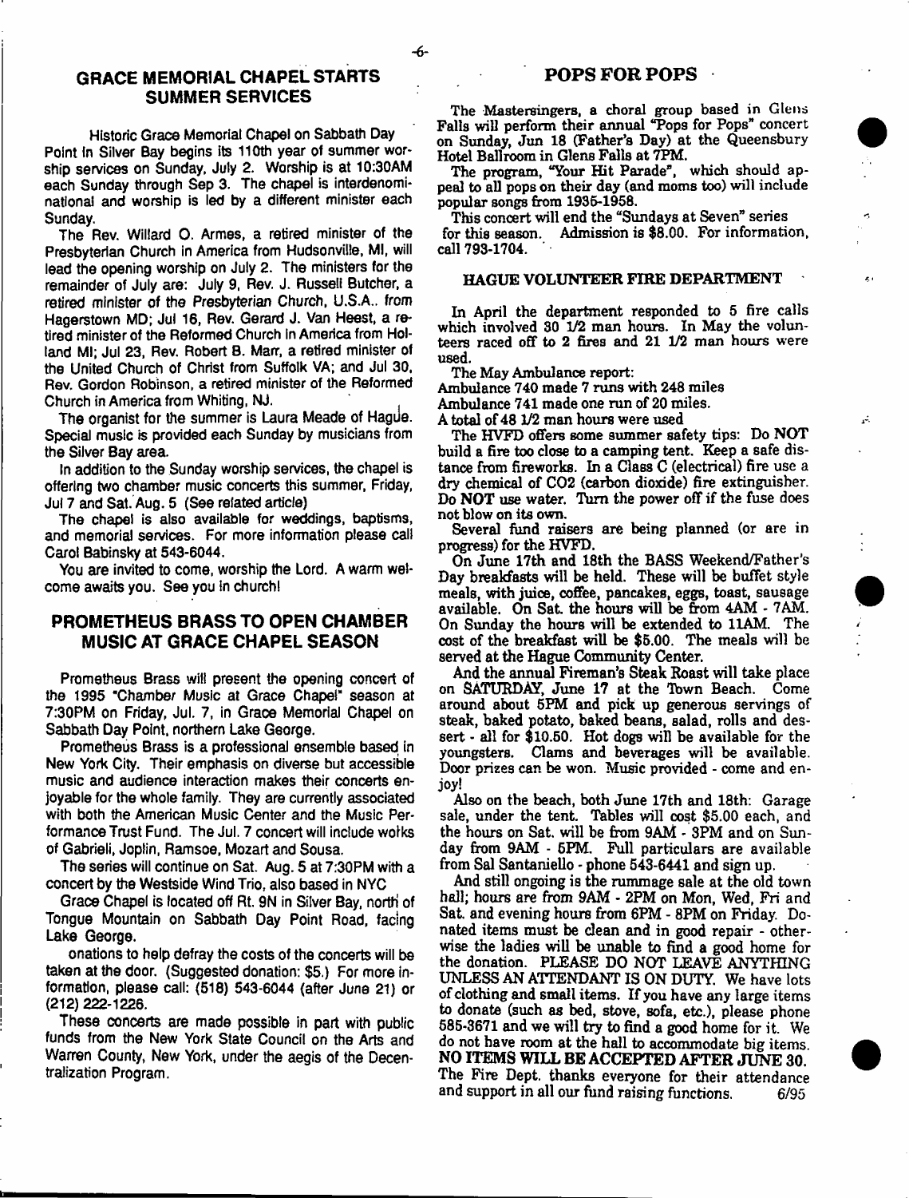## GRACE MEMORIAL CHAPEL STARTS SUMMER SERVICES

Historic Grace Memorial Chapel on Sabbath Day Point In Silver Bay begins its 110th year of summer worship services on Sunday, July 2. Worship is at 10:30AM each Sunday through Sep 3. The chapel is interdenominational and worship is led by a different minister each Sunday.

The Rev. Willard O. Armes, a retired minister of the Presbyterian Church in America from Hudsonville, MI, will lead the opening worship on July 2. The ministers for the remainder of July are: July 9, Rev. J. Russell Butcher, a retired minister of the Presbyterian Church, U.S.A.. from Hagerstown MD; Jul 16, Rev. Gerard J. Van Heest, a retired minister of the Reformed Church In America from Holland MI; Jul 23, Rev. Robert B. Marr, a retired minister of the United Church of Christ from Suffolk VA; and Jul 30, Rev. Gordon Robinson, a retired minister of the Reformed Church in America from Whiting, NJ.

The organist for the summer is Laura Meade of Hague. Special music is provided each Sunday by musicians from the Silver Bay area.

In addition to the Sunday worship services, the chapel is offering two chamber music concerts this summer, Friday, Jul 7 and Sat. Aug. 5 (See related article)

The chapel is also available for weddings, baptisms, and memorial services. For more information please call Carol Babinsky at 543-6044.

You are invited to come, worship the Lord. A warm welcome awaits you. See you in church!

## PROMETHEUS BRASS TO OPEN CHAMBER MUSIC AT GRACE CHAPEL SEASON

Prometheus Brass will present the opening concert of the 1995 "Chamber Music at Grace Chapel" season at 7:30PM on Friday, Jul. 7, in Grace Memorial Chapel on Sabbath Day Point, northern Lake George.

Prometheus Brass is a professional ensemble based in New York City. Their emphasis on diverse but accessible music and audience interaction makes their concerts enjoyable for the whole family. They are currently associated with both the American Music Center and the Music Performance Trust Fund. The Jul. 7 concert will include works of Gabrieli, Joplin, Ramsoe, Mozart and Sousa.

The series will continue on Sat. Aug. 5 at 7:30PM with a concert by the Westside Wind Trio, also based in NYC

Grace Chapel is located off Rt. 9N in Silver Bay, north of Tongue Mountain on Sabbath Day Point Road, facing Lake George.

onations to help defray the costs of the concerts will be taken at the door. (Suggested donation: $5.) For more information, please call: (518) 543-6044 (after June 21) or (212) 222-1226.

These concerts are made possible in part with public funds from the New York State Council on the Arts and Warren County, New York, under the aegis of the Decentralization Program.

## POPS FOR POPS

The Mastersingers, a choral group based in Glens Falls will perform their annual "Pops for Pops" concert on Sunday, Jun 18 (Father's Day) at the Queensbury Hotel Ballroom in Glens Falls at 7PM.

The program, "Your Hit Parade", which should appeal to all pops on their day (and moms too) will include popular songs from 1935-1958.

This concert will end the "Sundays at Seven" series for this season. Admission is $8.00. For information, call 793-1704.

### HAGUE VOLUNTEER FIRE DEPARTMENT

In April the department responded to 5 fire calls which involved 30 1/2 man hours. In May the volunteers raced off to 2 fires and 21 1/2 man hours were used.

The May Ambulance report:
Ambulance 740 made 7 runs with 248 miles
Ambulance 741 made one run of 20 miles.
A total of 48 1/2 man hours were used

The HVFD offers some summer safety tips: Do **NOT** build a fire too close to a camping tent. Keep a safe distance from fireworks. In a Class C (electrical) fire use a dry chemical of $CO_2$ (carbon dioxide) fire extinguisher. Do **NOT** use water. Turn the power off if the fuse does not blow on its own.

Several fund raisers are being planned (or are in progress) for the HVFD.

On June 17th and 18th the BASS Weekend/Father's Day breakfasts will be held. These will be buffet style meals, with juice, coffee, pancakes, eggs, toast, sausage available. On Sat. the hours will be from 4AM - 7AM. On Sunday the hours will be extended to 11AM. The cost of the breakfast will be $5.00. The meals will be served at the Hague Community Center.

And the annual Fireman's Steak Roast will take place on SATURDAY, June 17 at the Town Beach. Come around about 5PM and pick up generous servings of steak, baked potato, baked beans, salad, rolls and dessert - all for $10.50. Hot dogs will be available for the youngsters. Clams and beverages will be available. Door prizes can be won. Music provided - come and enjoy!

Also on the beach, both June 17th and 18th: Garage sale, under the tent. Tables will cost $5.00 each, and the hours on Sat. will be from 9AM - 3PM and on Sunday from 9AM - 5PM. Full particulars are available from Sal Santaniello - phone 543-6441 and sign up.

And still ongoing is the rummage sale at the old town hall; hours are from 9AM - 2PM on Mon, Wed, Fri and Sat. and evening hours from 6PM - 8PM on Friday. Donated items must be clean and in good repair - otherwise the ladies will be unable to find a good home for the donation. PLEASE DO NOT LEAVE ANYTHING UNLESS AN ATTENDANT IS ON DUTY. We have lots of clothing and small items. If you have any large items to donate (such as bed, stove, sofa, etc.), please phone 585-3671 and we will try to find a good home for it. We do not have room at the hall to accommodate big items. **NO ITEMS WILL BE ACCEPTED AFTER JUNE 30.** The Fire Dept. thanks everyone for their attendance and support in all our fund raising functions. 6/95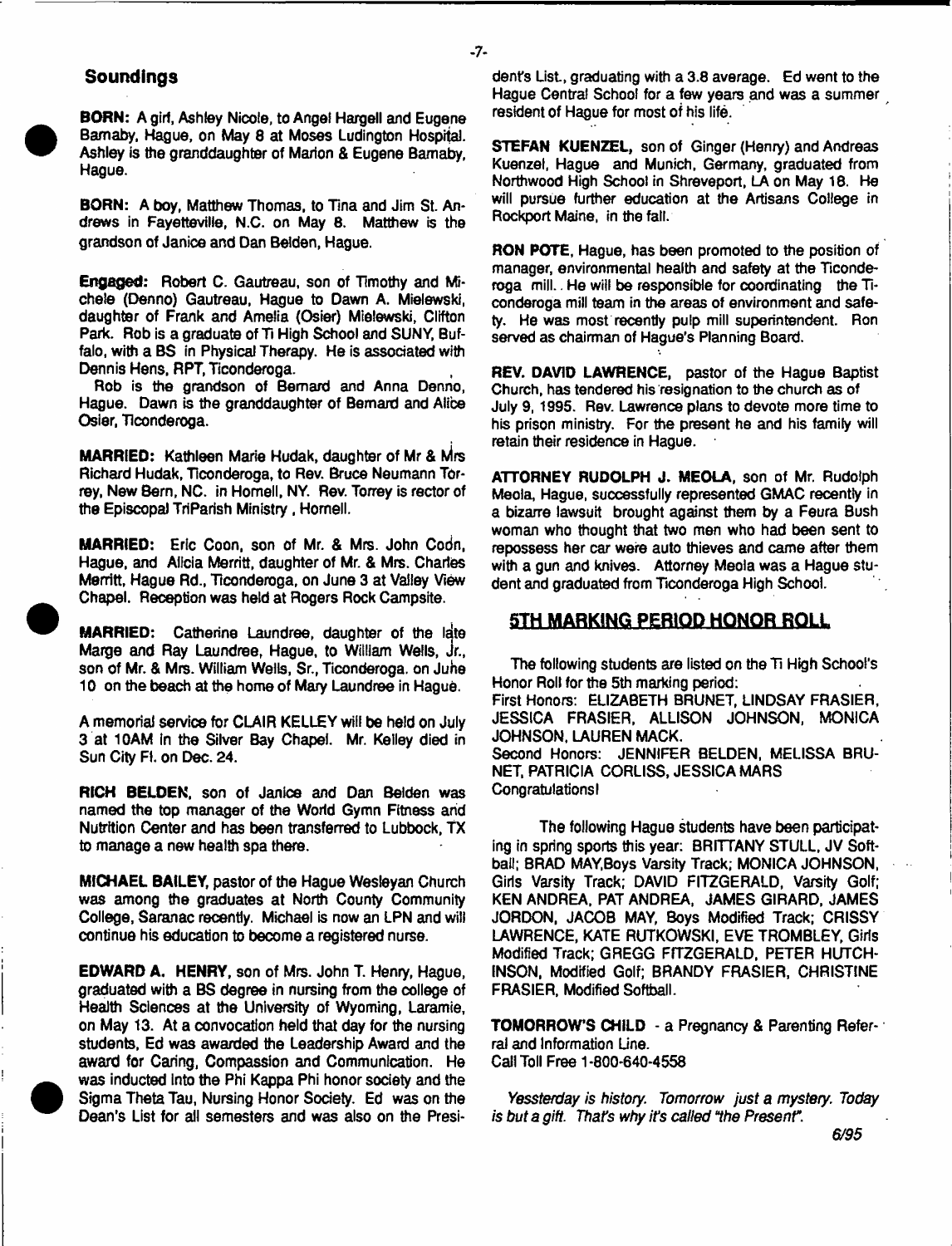## Soundings

**BORN:** A girl, Ashley Nicole, to Angel Hargell and Eugene Barnaby, Hague, on May 8 at Moses Ludington Hospital. Ashley is the granddaughter of Marion & Eugene Barnaby, Hague.

**BORN:** A boy, Matthew Thomas, to Tina and Jim St. Andrews in Fayetteville, N.C. on May 8. Matthew is the grandson of Janice and Dan Belden, Hague.

**Engaged:** Robert C. Gautreau, son of Timothy and Michele (Denno) Gautreau, Hague to Dawn A. Mielewski, daughter of Frank and Amelia (Osier) Mielewski, Clifton Park. Rob is a graduate of Ti High School and SUNY, Buffalo, with a BS in Physical Therapy. He is associated with Dennis Hens, RPT, Ticonderoga.

Rob is the grandson of Bernard and Anna Denno, Hague. Dawn is the granddaughter of Bernard and Alice Osier, Ticonderoga.

**MARRIED:** Kathleen Marie Hudak, daughter of Mr & Mrs Richard Hudak, Ticonderoga, to Rev. Bruce Neumann Torrey, New Bern, NC. in Hornell, NY. Rev. Torrey is rector of the Episcopal TriParish Ministry, Hornell.

**MARRIED:** Eric Coon, son of Mr. & Mrs. John Coon, Hague, and Alicia Merritt, daughter of Mr. & Mrs. Charles Merritt, Hague Rd., Ticonderoga, on June 3 at Valley View Chapel. Reception was held at Rogers Rock Campsite.

**MARRIED:** Catherine Laundree, daughter of the late Marge and Ray Laundree, Hague, to William Wells, Jr., son of Mr. & Mrs. William Wells, Sr., Ticonderoga. on June 10 on the beach at the home of Mary Laundree in Hague.

A memorial service for CLAIR KELLEY will be held on July 3 at 10AM in the Silver Bay Chapel. Mr. Kelley died in Sun City Fl. on Dec. 24.

**RICH BELDEN**, son of Janice and Dan Belden was named the top manager of the World Gymn Fitness and Nutrition Center and has been transferred to Lubbock, TX to manage a new health spa there.

**MICHAEL BAILEY**, pastor of the Hague Wesleyan Church was among the graduates at North County Community College, Saranac recently. Michael is now an LPN and will continue his education to become a registered nurse.

**EDWARD A. HENRY**, son of Mrs. John T. Henry, Hague, graduated with a BS degree in nursing from the college of Health Sciences at the University of Wyoming, Laramie, on May 13. At a convocation held that day for the nursing students, Ed was awarded the Leadership Award and the award for Caring, Compassion and Communication. He was inducted into the Phi Kappa Phi honor society and the Sigma Theta Tau, Nursing Honor Society. Ed was on the Dean's List for all semesters and was also on the President's List., graduating with a 3.8 average. Ed went to the Hague Central School for a few years and was a summer resident of Hague for most of his life.

**STEFAN KUENZEL**, son of Ginger (Henry) and Andreas Kuenzel, Hague and Munich, Germany, graduated from Northwood High School in Shreveport, LA on May 18. He will pursue further education at the Artisans College in Rockport Maine, in the fall.

**RON POTE**, Hague, has been promoted to the position of manager, environmental health and safety at the Ticonderoga mill.. He will be responsible for coordinating the Ticonderoga mill team in the areas of environment and safety. He was most recently pulp mill superintendent. Ron served as chairman of Hague's Planning Board.

**REV. DAVID LAWRENCE**, pastor of the Hague Baptist Church, has tendered his resignation to the church as of July 9, 1995. Rev. Lawrence plans to devote more time to his prison ministry. For the present he and his family will retain their residence in Hague.

**ATTORNEY RUDOLPH J. MEOLA**, son of Mr. Rudolph Meola, Hague, successfully represented GMAC recently in a bizarre lawsuit brought against them by a Feura Bush woman who thought that two men who had been sent to repossess her car were auto thieves and came after them with a gun and knives. Attorney Meola was a Hague student and graduated from Ticonderoga High School.

## 5TH MARKING PERIOD HONOR ROLL

The following students are listed on the Ti High School's Honor Roll for the 5th marking period:

First Honors: ELIZABETH BRUNET, LINDSAY FRASIER, JESSICA FRASIER, ALLISON JOHNSON, MONICA JOHNSON, LAUREN MACK.

Second Honors: JENNIFER BELDEN, MELISSA BRUNET, PATRICIA CORLISS, JESSICA MARS

Congratulations!

The following Hague students have been participating in spring sports this year: BRITTANY STULL, JV Softball; BRAD MAY,Boys Varsity Track; MONICA JOHNSON, Girls Varsity Track; DAVID FITZGERALD, Varsity Golf; KEN ANDREA, PAT ANDREA, JAMES GIRARD, JAMES JORDON, JACOB MAY, Boys Modified Track; CRISSY LAWRENCE, KATE RUTKOWSKI, EVE TROMBLEY, Girls Modified Track; GREGG FITZGERALD, PETER HUTCHINSON, Modified Golf; BRANDY FRASIER, CHRISTINE FRASIER, Modified Softball.

**TOMORROW'S CHILD** - a Pregnancy & Parenting Referral and Information Line.
Call Toll Free 1-800-640-4558

*Yessterday is history. Tomorrow just a mystery. Today is but a gift. That's why it's called "the Present".*

6/95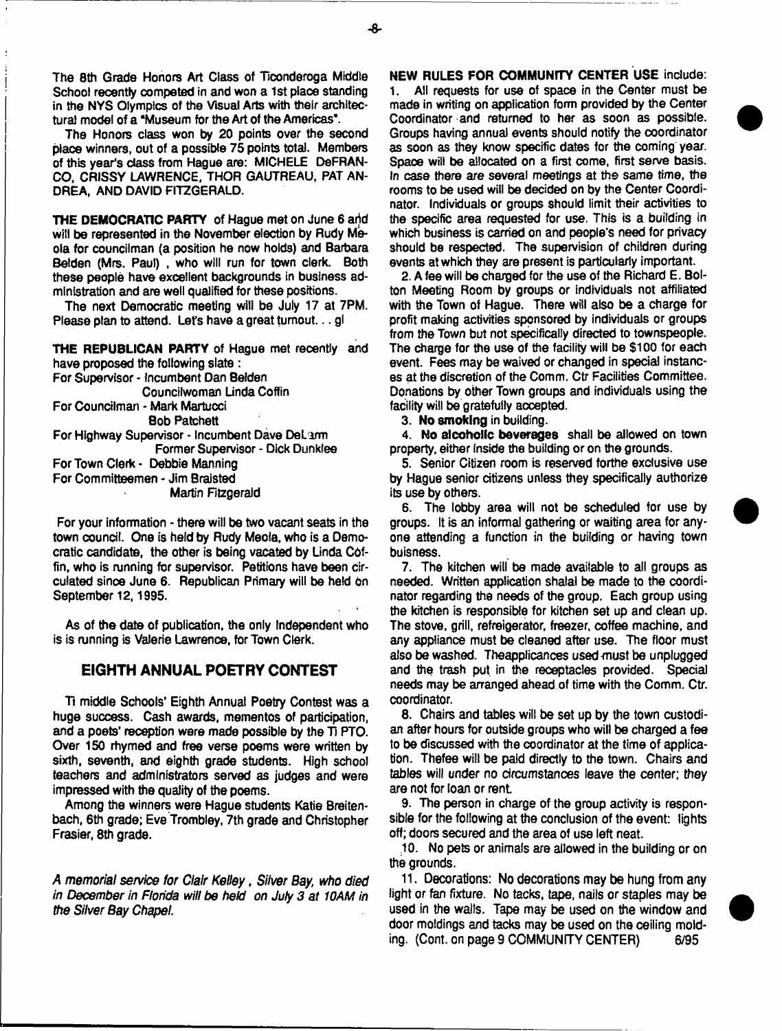The 8th Grade Honors Art Class of Ticonderoga Middle School recently competed in and won a 1st place standing in the NYS Olympics of the Visual Arts with their architectural model of a "Museum for the Art of the Americas".

The Honors class won by 20 points over the second place winners, out of a possible 75 points total. Members of this year's class from Hague are: MICHELE DeFRANCO, CRISSY LAWRENCE, THOR GAUTREAU, PAT ANDREA, AND DAVID FITZGERALD.

**THE DEMOCRATIC PARTY** of Hague met on June 6 and will be represented in the November election by Rudy Meola for councilman (a position he now holds) and Barbara Belden (Mrs. Paul), who will run for town clerk. Both these people have excellent backgrounds in business administration and are well qualified for these positions.

The next Democratic meeting will be July 17 at 7PM. Please plan to attend. Let's have a great turnout... gl

**THE REPUBLICAN PARTY** of Hague met recently and have proposed the following slate :

For Supervisor - Incumbent Dan Belden
Councilwoman Linda Coffin
For Councilman - Mark Martucci
Bob Patchett
For Highway Supervisor - Incumbent Dave DeLarm
Former Supervisor - Dick Dunklee
For Town Clerk - Debbie Manning
For Committeemen - Jim Braisted
Martin Fitzgerald

For your information - there will be two vacant seats in the town council. One is held by Rudy Meola, who is a Democratic candidate, the other is being vacated by Linda Coffin, who is running for supervisor. Petitions have been circulated since June 6. Republican Primary will be held on September 12, 1995.

As of the date of publication, the only Independent who is is running is Valerie Lawrence, for Town Clerk.

## EIGHTH ANNUAL POETRY CONTEST

Ti middle Schools' Eighth Annual Poetry Contest was a huge success. Cash awards, mementos of participation, and a poets' reception were made possible by the Ti PTO. Over 150 rhymed and free verse poems were written by sixth, seventh, and eighth grade students. High school teachers and administrators served as judges and were impressed with the quality of the poems.

Among the winners were Hague students Katie Breitenbach, 6th grade; Eve Trombley, 7th grade and Christopher Frasier, 8th grade.

*A memorial service for Clair Kelley, Silver Bay, who died in December in Florida will be held on July 3 at 10AM in the Silver Bay Chapel.*

**NEW RULES FOR COMMUNITY CENTER USE** include:

1. All requests for use of space in the Center must be made in writing on application form provided by the Center Coordinator and returned to her as soon as possible. Groups having annual events should notify the coordinator as soon as they know specific dates for the coming year. Space will be allocated on a first come, first serve basis. In case there are several meetings at the same time, the rooms to be used will be decided on by the Center Coordinator. Individuals or groups should limit their activities to the specific area requested for use. This is a building in which business is carried on and people's need for privacy should be respected. The supervision of children during events at which they are present is particularly important.

2. A fee will be charged for the use of the Richard E. Bolton Meeting Room by groups or individuals not affiliated with the Town of Hague. There will also be a charge for profit making activities sponsored by individuals or groups from the Town but not specifically directed to townspeople. The charge for the use of the facility will be $100 for each event. Fees may be waived or changed in special instances at the discretion of the Comm. Ctr Facilities Committee. Donations by other Town groups and individuals using the facility will be gratefully accepted.

3. **No smoking** in building.

4. **No alcoholic beverages** shall be allowed on town property, either inside the building or on the grounds.

5. Senior Citizen room is reserved forthe exclusive use by Hague senior citizens unless they specifically authorize its use by others.

6. The lobby area will not be scheduled for use by groups. It is an informal gathering or waiting area for anyone attending a function in the building or having town buisness.

7. The kitchen will be made available to all groups as needed. Written application shalal be made to the coordinator regarding the needs of the group. Each group using the kitchen is responsible for kitchen set up and clean up. The stove, grill, refreigerator, freezer, coffee machine, and any appliance must be cleaned after use. The floor must also be washed. Theapplicances used must be unplugged and the trash put in the receptacles provided. Special needs may be arranged ahead of time with the Comm. Ctr. coordinator.

8. Chairs and tables will be set up by the town custodian after hours for outside groups who will be charged a fee to be discussed with the coordinator at the time of application. Thefee will be paid directly to the town. Chairs and tables will under no circumstances leave the center; they are not for loan or rent.

9. The person in charge of the group activity is responsible for the following at the conclusion of the event: lights off; doors secured and the area of use left neat.

10. No pets or animals are allowed in the building or on the grounds.

11. Decorations: No decorations may be hung from any light or fan fixture. No tacks, tape, nails or staples may be used in the walls. Tape may be used on the window and door moldings and tacks may be used on the ceiling molding. (Cont. on page 9 COMMUNITY CENTER) 6/95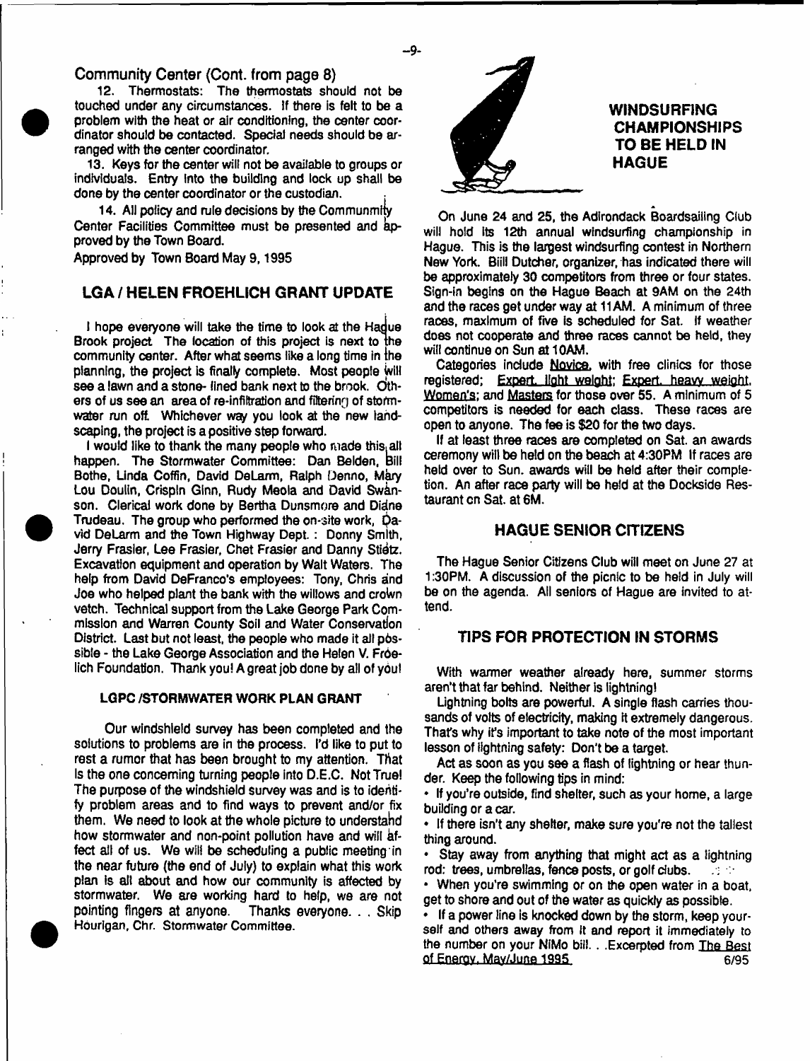Community Center (Cont. from page 8)

12. Thermostats: The thermostats should not be touched under any circumstances. If there is felt to be a problem with the heat or air conditioning, the center coordinator should be contacted. Special needs should be arranged with the center coordinator.

13. Keys for the center will not be available to groups or individuals. Entry into the building and lock up shall be done by the center coordinator or the custodian.

14. All policy and rule decisions by the Communmity Center Facilities Committee must be presented and approved by the Town Board.

Approved by Town Board May 9, 1995

## LGA / HELEN FROEHLICH GRANT UPDATE

I hope everyone will take the time to look at the Hague Brook project. The location of this project is next to the community center. After what seems like a long time in the planning, the project is finally complete. Most people will see a lawn and a stone- lined bank next to the brook. Others of us see an area of re-infiltration and filtering of stormwater run off. Whichever way you look at the new landscaping, the project is a positive step forward.

I would like to thank the many people who made this all happen. The Stormwater Committee: Dan Belden, Bill Bothe, Linda Coffin, David DeLarm, Ralph Denno, Mary Lou Doulin, Crispin Ginn, Rudy Meola and David Swanson. Clerical work done by Bertha Dunsmore and Diane Trudeau. The group who performed the on-site work, David DeLarm and the Town Highway Dept. : Donny Smith, Jerry Frasier, Lee Frasier, Chet Frasier and Danny Steitz. Excavation equipment and operation by Walt Waters. The help from David DeFranco's employees: Tony, Chris and Joe who helped plant the bank with the willows and crown vetch. Technical support from the Lake George Park Commission and Warren County Soil and Water Conservation District. Last but not least, the people who made it all possible - the Lake George Association and the Helen V. Froehlich Foundation. Thank you! A great job done by all of you!

### LGPC /STORMWATER WORK PLAN GRANT

Our windshield survey has been completed and the solutions to problems are in the process. I'd like to put to rest a rumor that has been brought to my attention. That is the one concerning turning people into D.E.C. Not True! The purpose of the windshield survey was and is to identify problem areas and to find ways to prevent and/or fix them. We need to look at the whole picture to understand how stormwater and non-point pollution have and will affect all of us. We will be scheduling a public meeting in the near future (the end of July) to explain what this work plan is all about and how our community is affected by stormwater. We are working hard to help, we are not pointing fingers at anyone. Thanks everyone. . . Skip Hourigan, Chr. Stormwater Committee.

## WINDSURFING CHAMPIONSHIPS TO BE HELD IN HAGUE

On June 24 and 25, the Adirondack Boardsailing Club will hold its 12th annual windsurfing championship in Hague. This is the largest windsurfing contest in Northern New York. Biill Dutcher, organizer, has indicated there will be approximately 30 competitors from three or four states. Sign-in begins on the Hague Beach at 9AM on the 24th and the races get under way at 11AM. A minimum of three races, maximum of five is scheduled for Sat. If weather does not cooperate and three races cannot be held, they will continue on Sun at 10AM.

Categories include Novice, with free clinics for those registered; Expert, light weight; Expert, heavy weight, Women's; and Masters for those over 55. A minimum of 5 competitors is needed for each class. These races are open to anyone. The fee is $20 for the two days.

If at least three races are completed on Sat. an awards ceremony will be held on the beach at 4:30PM If races are held over to Sun. awards will be held after their completion. An after race party will be held at the Dockside Restaurant on Sat. at 6M.

## HAGUE SENIOR CITIZENS

The Hague Senior Citizens Club will meet on June 27 at 1:30PM. A discussion of the picnic to be held in July will be on the agenda. All seniors of Hague are invited to attend.

## TIPS FOR PROTECTION IN STORMS

With warmer weather already here, summer storms aren't that far behind. Neither is lightning!

Lightning bolts are powerful. A single flash carries thousands of volts of electricity, making it extremely dangerous. That's why it's important to take note of the most important lesson of lightning safety: Don't be a target.

Act as soon as you see a flash of lightning or hear thunder. Keep the following tips in mind:

- If you're outside, find shelter, such as your home, a large building or a car.
- If there isn't any shelter, make sure you're not the tallest thing around.
- Stay away from anything that might act as a lightning rod: trees, umbrellas, fence posts, or golf clubs.
- When you're swimming or on the open water in a boat, get to shore and out of the water as quickly as possible.
- If a power line is knocked down by the storm, keep yourself and others away from it and report it immediately to the number on your NiMo bill. . .Excerpted from The Best of Energy, May/June 1995

6/95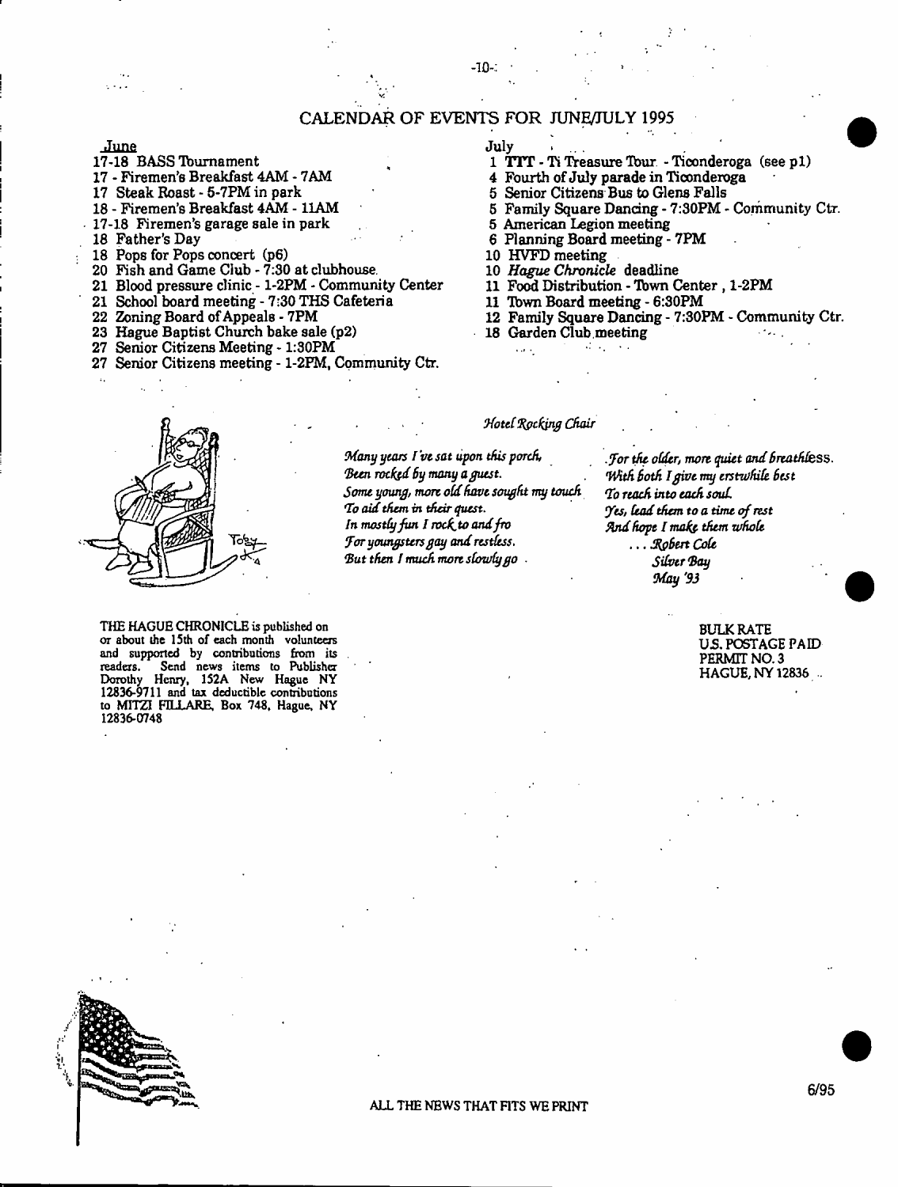# CALENDAR OF EVENTS FOR JUNE/JULY 1995

**June**

17-18 BASS Tournament
17 - Firemen's Breakfast 4AM - 7AM
17 Steak Roast - 5-7PM in park
18 - Firemen's Breakfast 4AM - 11AM
17-18 Firemen's garage sale in park
18 Father's Day
18 Pops for Pops concert (p6)
20 Fish and Game Club - 7:30 at clubhouse.
21 Blood pressure clinic - 1-2PM - Community Center
21 School board meeting - 7:30 THS Cafeteria
22 Zoning Board of Appeals - 7PM
23 Hague Baptist Church bake sale (p2)
27 Senior Citizens Meeting - 1:30PM
27 Senior Citizens meeting - 1-2PM, Community Ctr.

**July**

1 **TTT** - Ti Treasure Tour - Ticonderoga (see p1)
4 Fourth of July parade in Ticonderoga
5 Senior Citizens Bus to Glens Falls
5 Family Square Dancing - 7:30PM - Community Ctr.
5 American Legion meeting
6 Planning Board meeting - 7PM
10 HVFD meeting
10 *Hague Chronicle* deadline
11 Food Distribution - Town Center, 1-2PM
11 Town Board meeting - 6:30PM
12 Family Square Dancing - 7:30PM - Community Ctr.
18 Garden Club meeting

### *Hotel Rocking Chair*

*Many years I've sat upon this porch,*
*Been rocked by many a guest.*
*Some young, more old have sought my touch*
*To aid them in their quest.*
*In mostly fun I rock to and fro*
*For youngsters gay and restless.*
*But then I much more slowly go*
*For the older, more quiet and breathless.*
*With both I give my erstwhile best*
*To reach into each soul.*
*Yes, lead them to a time of rest*
*And hope I make them whole*

*... Robert Cole*
*Silver Bay*
*May '93*

THE HAGUE CHRONICLE is published on or about the 15th of each month volunteers and supported by contributions from its readers. Send news items to Publisher Dorothy Henry, 152A New Hague NY 12836-9711 and tax deductible contributions to MITZI FILLARE, Box 748, Hague, NY 12836-0748

BULK RATE
U.S. POSTAGE PAID
PERMIT NO. 3
HAGUE, NY 12836

ALL THE NEWS THAT FITS WE PRINT

6/95